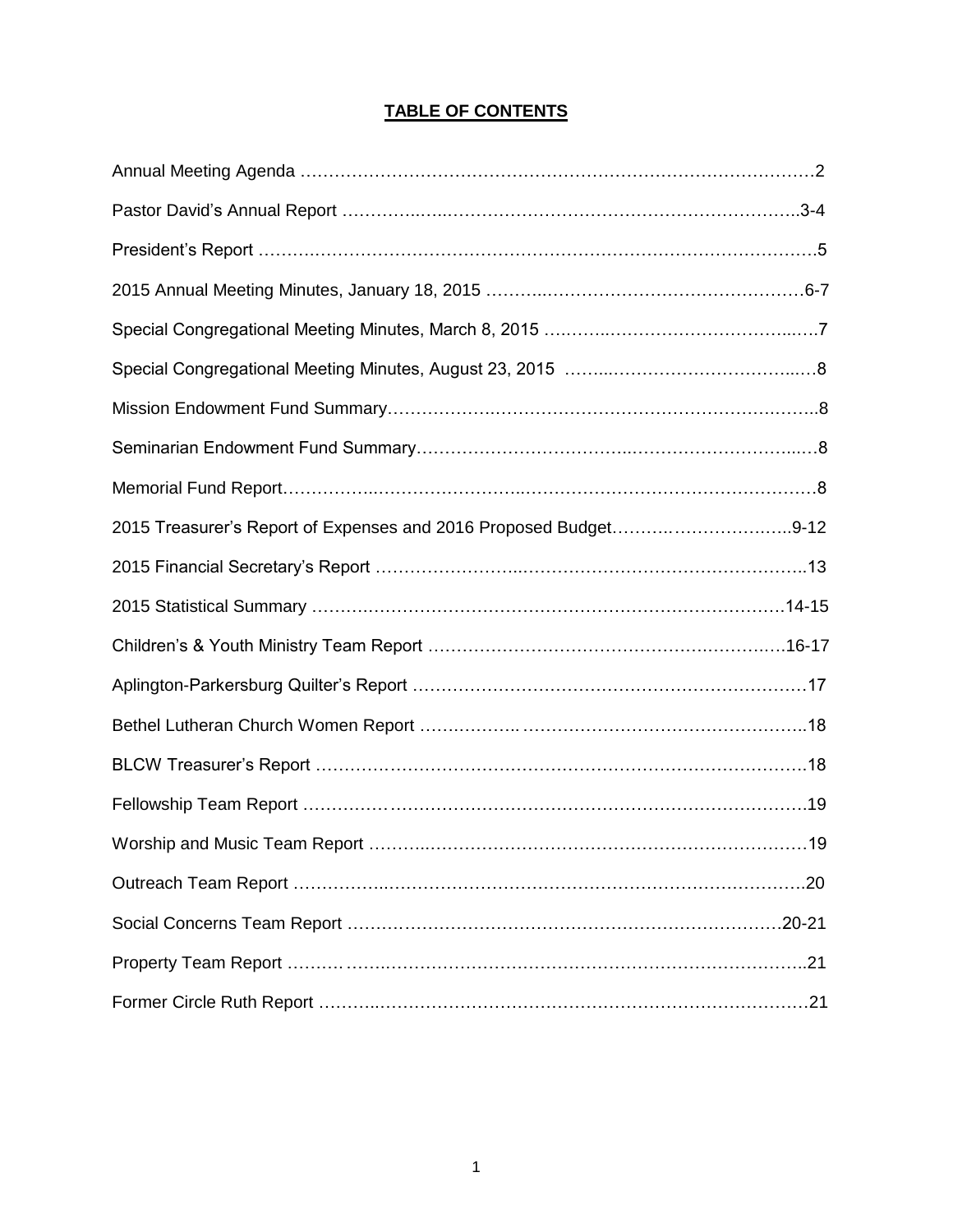# TABLE OF CONTENTS

Annual Meeting Agenda ……………………………………………………………………………2

Pastor David's Annual Report ……………………………………………………………………3-4

President's Report ……………………………………………………………………………………5

2015 Annual Meeting Minutes, January 18, 2015 …………………………………………………6-7

Special Congregational Meeting Minutes, March 8, 2015 ……………………………………………7

Special Congregational Meeting Minutes, August 23, 2015 …………………………………………8

Mission Endowment Fund Summary………………………………………………………………………8

Seminarian Endowment Fund Summary……………………………………………………………………8

Memorial Fund Report……………………………………………………………………………………8

2015 Treasurer's Report of Expenses and 2016 Proposed Budget……………………………9-12

2015 Financial Secretary's Report ……………………………………………………………………13

2015 Statistical Summary ………………………………………………………………………………14-15

Children's & Youth Ministry Team Report ……………………………………………………………16-17

Aplington-Parkersburg Quilter's Report ……………………………………………………………17

Bethel Lutheran Church Women Report ………………………………………………………………18

BLCW Treasurer's Report ………………………………………………………………………………18

Fellowship Team Report …………………………………………………………………………………19

Worship and Music Team Report ………………………………………………………………………19

Outreach Team Report ……………………………………………………………………………………20

Social Concerns Team Report ……………………………………………………………………………20-21

Property Team Report ……………………………………………………………………………………21

Former Circle Ruth Report ………………………………………………………………………………21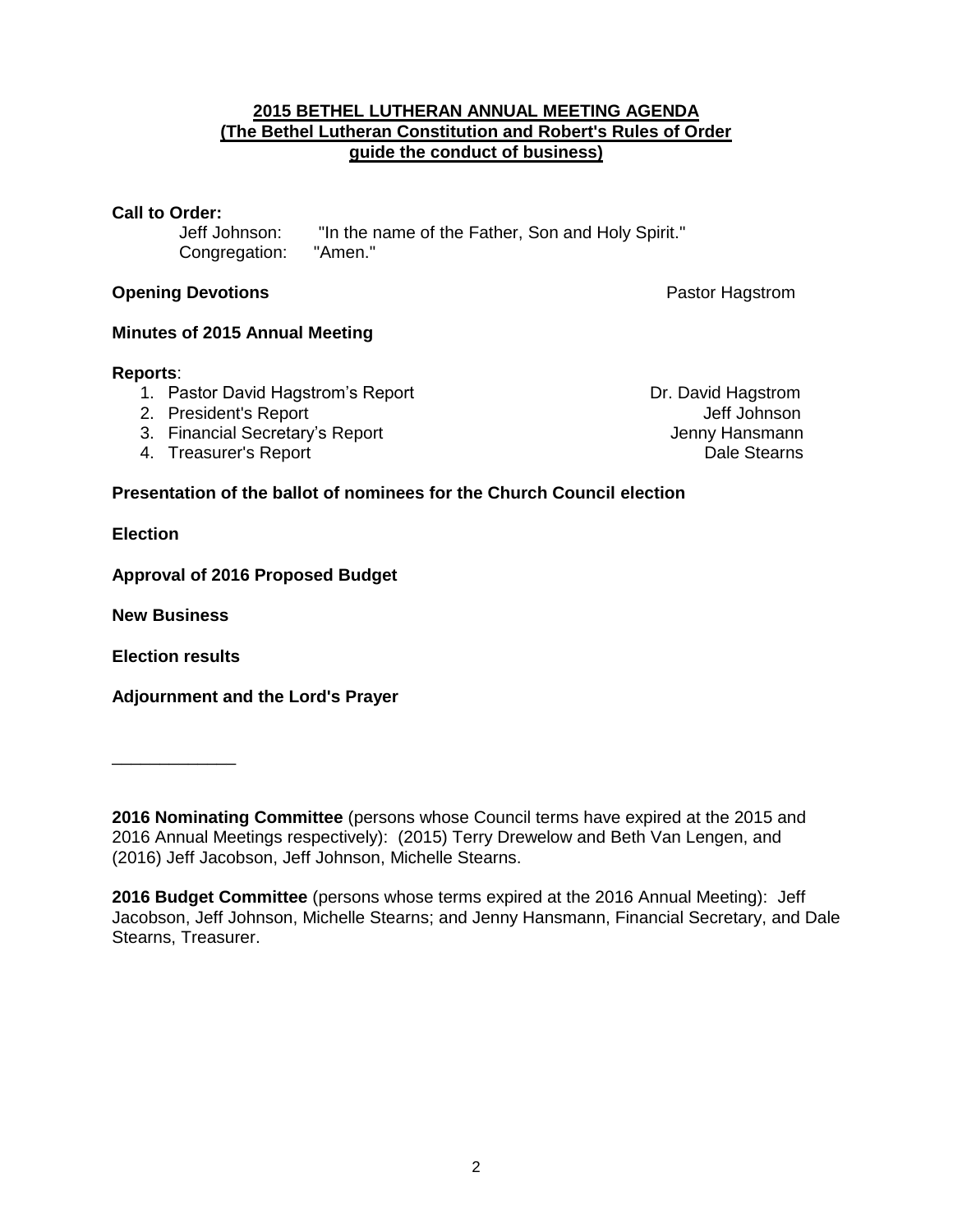**2015 BETHEL LUTHERAN ANNUAL MEETING AGENDA**
**(The Bethel Lutheran Constitution and Robert's Rules of Order guide the conduct of business)**

**Call to Order:**

Jeff Johnson: "In the name of the Father, Son and Holy Spirit."
Congregation: "Amen."

**Opening Devotions** — Pastor Hagstrom

**Minutes of 2015 Annual Meeting**

**Reports**:

1. Pastor David Hagstrom's Report — Dr. David Hagstrom
2. President's Report — Jeff Johnson
3. Financial Secretary's Report — Jenny Hansmann
4. Treasurer's Report — Dale Stearns

**Presentation of the ballot of nominees for the Church Council election**

**Election**

**Approval of 2016 Proposed Budget**

**New Business**

**Election results**

**Adjournment and the Lord's Prayer**

---

**2016 Nominating Committee** (persons whose Council terms have expired at the 2015 and 2016 Annual Meetings respectively): (2015) Terry Drewelow and Beth Van Lengen, and (2016) Jeff Jacobson, Jeff Johnson, Michelle Stearns.

**2016 Budget Committee** (persons whose terms expired at the 2016 Annual Meeting): Jeff Jacobson, Jeff Johnson, Michelle Stearns; and Jenny Hansmann, Financial Secretary, and Dale Stearns, Treasurer.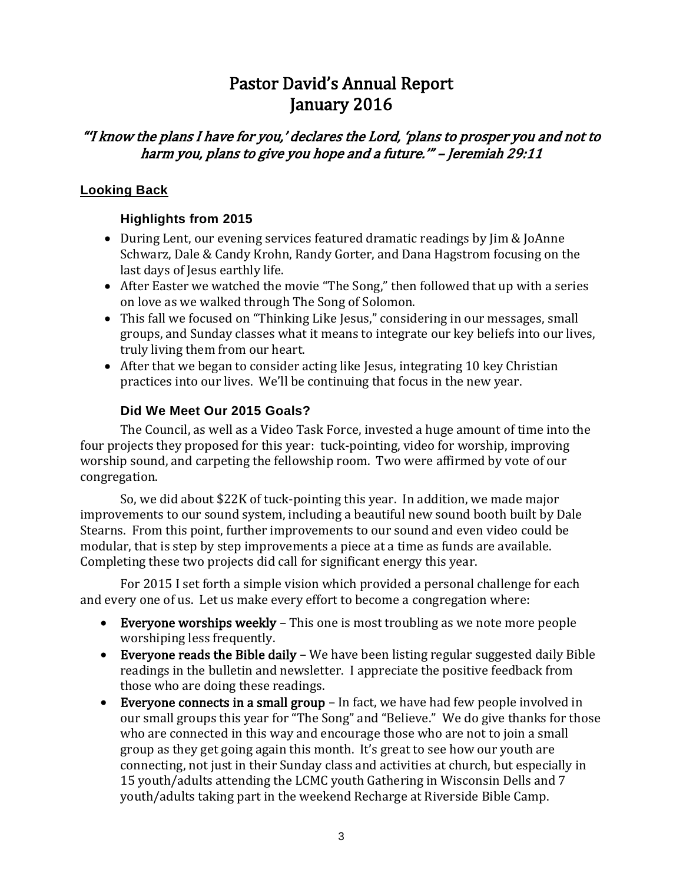# Pastor David's Annual Report
# January 2016

### *"'I know the plans I have for you,' declares the Lord, 'plans to prosper you and not to harm you, plans to give you hope and a future.'" – Jeremiah 29:11*

## Looking Back

### Highlights from 2015

- During Lent, our evening services featured dramatic readings by Jim & JoAnne Schwarz, Dale & Candy Krohn, Randy Gorter, and Dana Hagstrom focusing on the last days of Jesus earthly life.
- After Easter we watched the movie "The Song," then followed that up with a series on love as we walked through The Song of Solomon.
- This fall we focused on "Thinking Like Jesus," considering in our messages, small groups, and Sunday classes what it means to integrate our key beliefs into our lives, truly living them from our heart.
- After that we began to consider acting like Jesus, integrating 10 key Christian practices into our lives. We'll be continuing that focus in the new year.

### Did We Meet Our 2015 Goals?

The Council, as well as a Video Task Force, invested a huge amount of time into the four projects they proposed for this year: tuck-pointing, video for worship, improving worship sound, and carpeting the fellowship room. Two were affirmed by vote of our congregation.

So, we did about $22K of tuck-pointing this year. In addition, we made major improvements to our sound system, including a beautiful new sound booth built by Dale Stearns. From this point, further improvements to our sound and even video could be modular, that is step by step improvements a piece at a time as funds are available. Completing these two projects did call for significant energy this year.

For 2015 I set forth a simple vision which provided a personal challenge for each and every one of us. Let us make every effort to become a congregation where:

- **Everyone worships weekly** – This one is most troubling as we note more people worshiping less frequently.
- **Everyone reads the Bible daily** – We have been listing regular suggested daily Bible readings in the bulletin and newsletter. I appreciate the positive feedback from those who are doing these readings.
- **Everyone connects in a small group** – In fact, we have had few people involved in our small groups this year for "The Song" and "Believe." We do give thanks for those who are connected in this way and encourage those who are not to join a small group as they get going again this month. It's great to see how our youth are connecting, not just in their Sunday class and activities at church, but especially in 15 youth/adults attending the LCMC youth Gathering in Wisconsin Dells and 7 youth/adults taking part in the weekend Recharge at Riverside Bible Camp.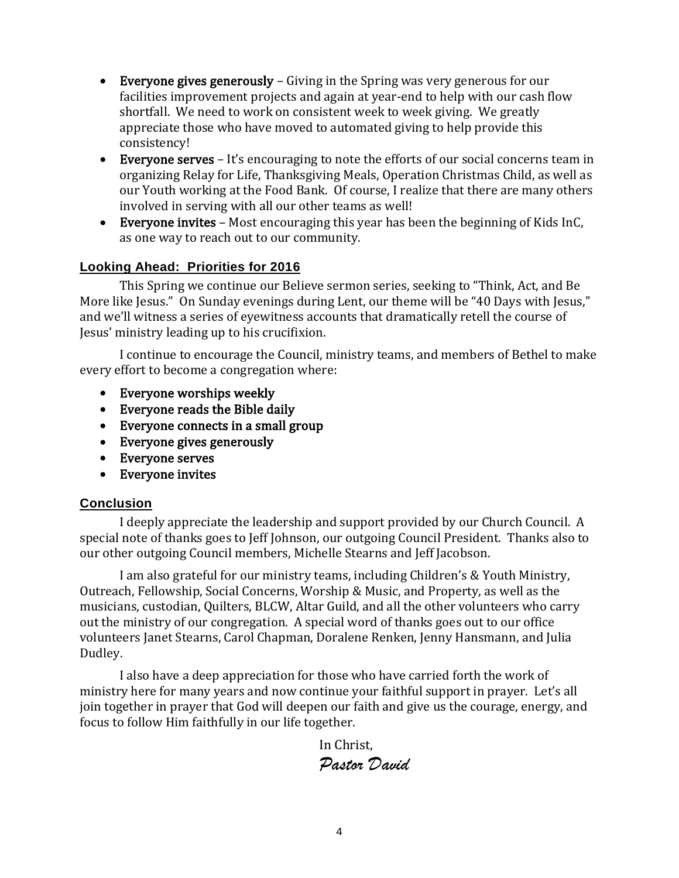- **Everyone gives generously** – Giving in the Spring was very generous for our facilities improvement projects and again at year-end to help with our cash flow shortfall. We need to work on consistent week to week giving. We greatly appreciate those who have moved to automated giving to help provide this consistency!
- **Everyone serves** – It's encouraging to note the efforts of our social concerns team in organizing Relay for Life, Thanksgiving Meals, Operation Christmas Child, as well as our Youth working at the Food Bank. Of course, I realize that there are many others involved in serving with all our other teams as well!
- **Everyone invites** – Most encouraging this year has been the beginning of Kids InC, as one way to reach out to our community.

## Looking Ahead: Priorities for 2016

This Spring we continue our Believe sermon series, seeking to "Think, Act, and Be More like Jesus." On Sunday evenings during Lent, our theme will be "40 Days with Jesus," and we'll witness a series of eyewitness accounts that dramatically retell the course of Jesus' ministry leading up to his crucifixion.

I continue to encourage the Council, ministry teams, and members of Bethel to make every effort to become a congregation where:

- Everyone worships weekly
- Everyone reads the Bible daily
- Everyone connects in a small group
- Everyone gives generously
- Everyone serves
- Everyone invites

## Conclusion

I deeply appreciate the leadership and support provided by our Church Council. A special note of thanks goes to Jeff Johnson, our outgoing Council President. Thanks also to our other outgoing Council members, Michelle Stearns and Jeff Jacobson.

I am also grateful for our ministry teams, including Children's & Youth Ministry, Outreach, Fellowship, Social Concerns, Worship & Music, and Property, as well as the musicians, custodian, Quilters, BLCW, Altar Guild, and all the other volunteers who carry out the ministry of our congregation. A special word of thanks goes out to our office volunteers Janet Stearns, Carol Chapman, Doralene Renken, Jenny Hansmann, and Julia Dudley.

I also have a deep appreciation for those who have carried forth the work of ministry here for many years and now continue your faithful support in prayer. Let's all join together in prayer that God will deepen our faith and give us the courage, energy, and focus to follow Him faithfully in our life together.

In Christ,

*Pastor David*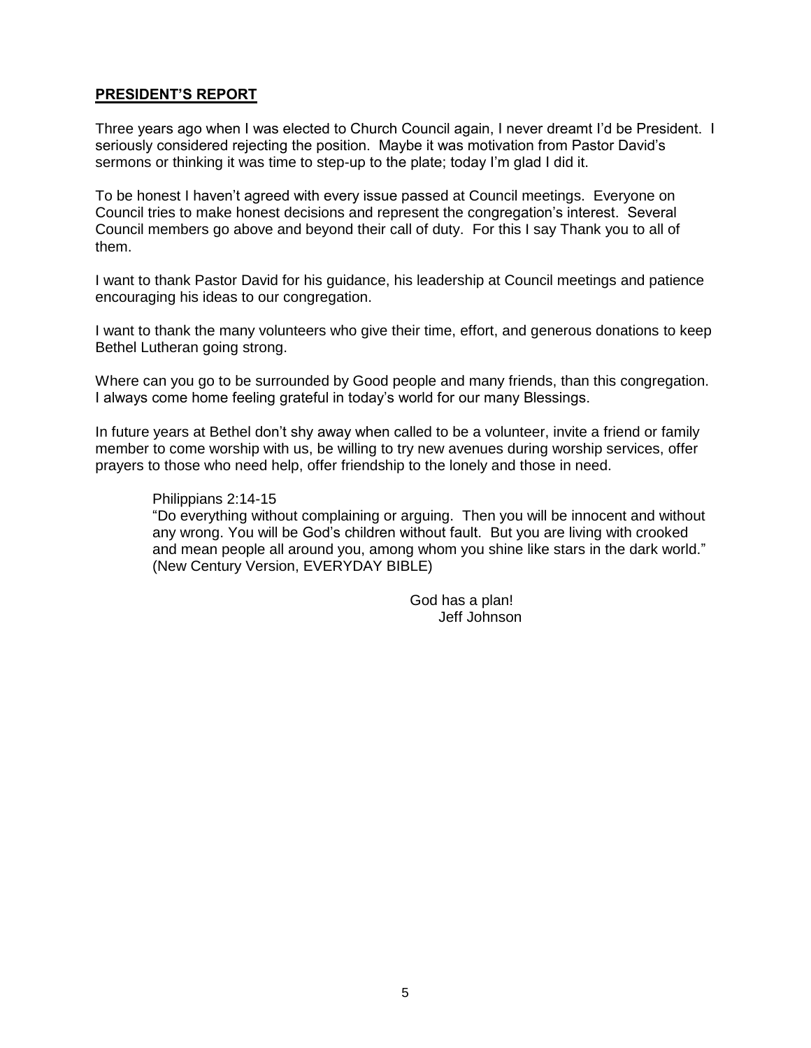## PRESIDENT'S REPORT

Three years ago when I was elected to Church Council again, I never dreamt I'd be President. I seriously considered rejecting the position. Maybe it was motivation from Pastor David's sermons or thinking it was time to step-up to the plate; today I'm glad I did it.

To be honest I haven't agreed with every issue passed at Council meetings. Everyone on Council tries to make honest decisions and represent the congregation's interest. Several Council members go above and beyond their call of duty. For this I say Thank you to all of them.

I want to thank Pastor David for his guidance, his leadership at Council meetings and patience encouraging his ideas to our congregation.

I want to thank the many volunteers who give their time, effort, and generous donations to keep Bethel Lutheran going strong.

Where can you go to be surrounded by Good people and many friends, than this congregation. I always come home feeling grateful in today's world for our many Blessings.

In future years at Bethel don't shy away when called to be a volunteer, invite a friend or family member to come worship with us, be willing to try new avenues during worship services, offer prayers to those who need help, offer friendship to the lonely and those in need.

> Philippians 2:14-15
> "Do everything without complaining or arguing. Then you will be innocent and without any wrong. You will be God's children without fault. But you are living with crooked and mean people all around you, among whom you shine like stars in the dark world." (New Century Version, EVERYDAY BIBLE)

God has a plan!
Jeff Johnson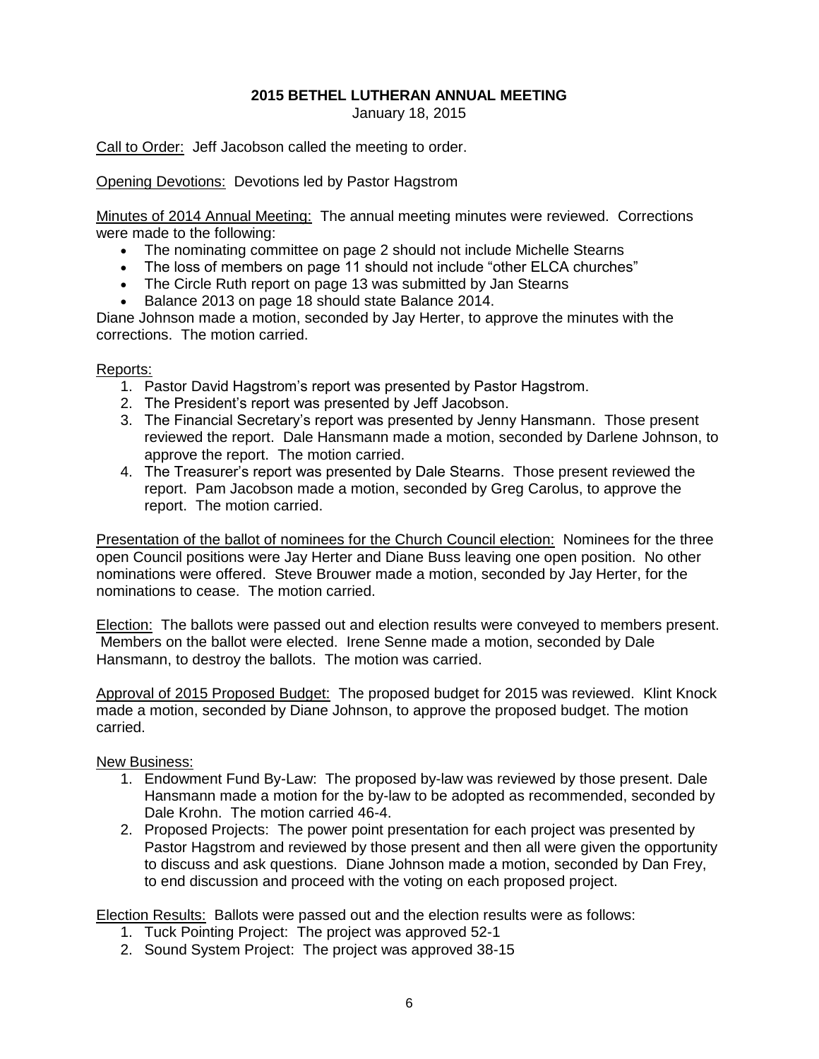# 2015 BETHEL LUTHERAN ANNUAL MEETING

January 18, 2015

Call to Order: Jeff Jacobson called the meeting to order.

Opening Devotions: Devotions led by Pastor Hagstrom

Minutes of 2014 Annual Meeting: The annual meeting minutes were reviewed. Corrections were made to the following:

- The nominating committee on page 2 should not include Michelle Stearns
- The loss of members on page 11 should not include "other ELCA churches"
- The Circle Ruth report on page 13 was submitted by Jan Stearns
- Balance 2013 on page 18 should state Balance 2014.

Diane Johnson made a motion, seconded by Jay Herter, to approve the minutes with the corrections. The motion carried.

Reports:

1. Pastor David Hagstrom's report was presented by Pastor Hagstrom.
2. The President's report was presented by Jeff Jacobson.
3. The Financial Secretary's report was presented by Jenny Hansmann. Those present reviewed the report. Dale Hansmann made a motion, seconded by Darlene Johnson, to approve the report. The motion carried.
4. The Treasurer's report was presented by Dale Stearns. Those present reviewed the report. Pam Jacobson made a motion, seconded by Greg Carolus, to approve the report. The motion carried.

Presentation of the ballot of nominees for the Church Council election: Nominees for the three open Council positions were Jay Herter and Diane Buss leaving one open position. No other nominations were offered. Steve Brouwer made a motion, seconded by Jay Herter, for the nominations to cease. The motion carried.

Election: The ballots were passed out and election results were conveyed to members present. Members on the ballot were elected. Irene Senne made a motion, seconded by Dale Hansmann, to destroy the ballots. The motion was carried.

Approval of 2015 Proposed Budget: The proposed budget for 2015 was reviewed. Klint Knock made a motion, seconded by Diane Johnson, to approve the proposed budget. The motion carried.

New Business:

1. Endowment Fund By-Law: The proposed by-law was reviewed by those present. Dale Hansmann made a motion for the by-law to be adopted as recommended, seconded by Dale Krohn. The motion carried 46-4.
2. Proposed Projects: The power point presentation for each project was presented by Pastor Hagstrom and reviewed by those present and then all were given the opportunity to discuss and ask questions. Diane Johnson made a motion, seconded by Dan Frey, to end discussion and proceed with the voting on each proposed project.

Election Results: Ballots were passed out and the election results were as follows:

1. Tuck Pointing Project: The project was approved 52-1
2. Sound System Project: The project was approved 38-15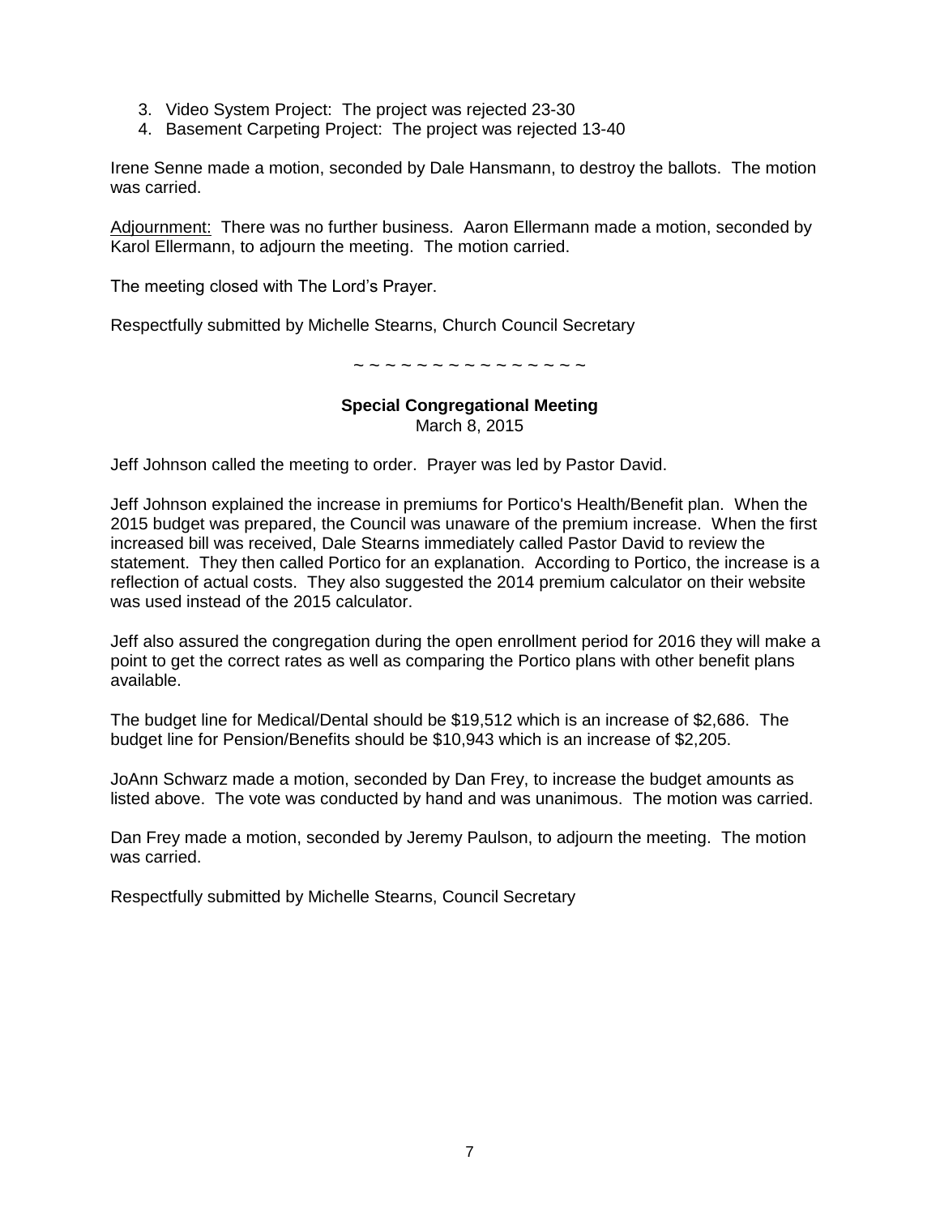3. Video System Project: The project was rejected 23-30
4. Basement Carpeting Project: The project was rejected 13-40

Irene Senne made a motion, seconded by Dale Hansmann, to destroy the ballots. The motion was carried.

Adjournment: There was no further business. Aaron Ellermann made a motion, seconded by Karol Ellermann, to adjourn the meeting. The motion carried.

The meeting closed with The Lord's Prayer.

Respectfully submitted by Michelle Stearns, Church Council Secretary

~ ~ ~ ~ ~ ~ ~ ~ ~ ~ ~ ~ ~ ~ ~ ~

**Special Congregational Meeting**
March 8, 2015

Jeff Johnson called the meeting to order. Prayer was led by Pastor David.

Jeff Johnson explained the increase in premiums for Portico's Health/Benefit plan. When the 2015 budget was prepared, the Council was unaware of the premium increase. When the first increased bill was received, Dale Stearns immediately called Pastor David to review the statement. They then called Portico for an explanation. According to Portico, the increase is a reflection of actual costs. They also suggested the 2014 premium calculator on their website was used instead of the 2015 calculator.

Jeff also assured the congregation during the open enrollment period for 2016 they will make a point to get the correct rates as well as comparing the Portico plans with other benefit plans available.

The budget line for Medical/Dental should be $19,512 which is an increase of $2,686. The budget line for Pension/Benefits should be $10,943 which is an increase of $2,205.

JoAnn Schwarz made a motion, seconded by Dan Frey, to increase the budget amounts as listed above. The vote was conducted by hand and was unanimous. The motion was carried.

Dan Frey made a motion, seconded by Jeremy Paulson, to adjourn the meeting. The motion was carried.

Respectfully submitted by Michelle Stearns, Council Secretary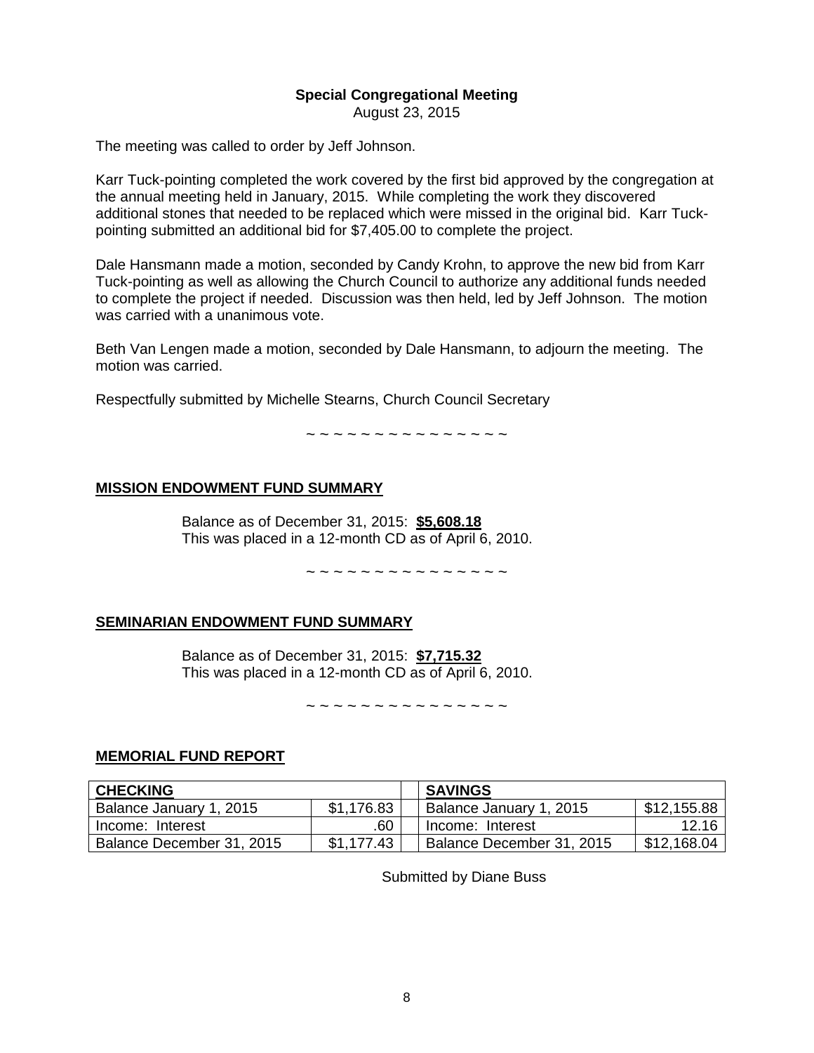**Special Congregational Meeting**
August 23, 2015

The meeting was called to order by Jeff Johnson.

Karr Tuck-pointing completed the work covered by the first bid approved by the congregation at the annual meeting held in January, 2015. While completing the work they discovered additional stones that needed to be replaced which were missed in the original bid. Karr Tuck-pointing submitted an additional bid for $7,405.00 to complete the project.

Dale Hansmann made a motion, seconded by Candy Krohn, to approve the new bid from Karr Tuck-pointing as well as allowing the Church Council to authorize any additional funds needed to complete the project if needed. Discussion was then held, led by Jeff Johnson. The motion was carried with a unanimous vote.

Beth Van Lengen made a motion, seconded by Dale Hansmann, to adjourn the meeting. The motion was carried.

Respectfully submitted by Michelle Stearns, Church Council Secretary

~ ~ ~ ~ ~ ~ ~ ~ ~ ~ ~ ~ ~ ~ ~

## MISSION ENDOWMENT FUND SUMMARY

Balance as of December 31, 2015: **$5,608.18**
This was placed in a 12-month CD as of April 6, 2010.

~ ~ ~ ~ ~ ~ ~ ~ ~ ~ ~ ~ ~ ~ ~

## SEMINARIAN ENDOWMENT FUND SUMMARY

Balance as of December 31, 2015: **$7,715.32**
This was placed in a 12-month CD as of April 6, 2010.

~ ~ ~ ~ ~ ~ ~ ~ ~ ~ ~ ~ ~ ~ ~

## MEMORIAL FUND REPORT

| CHECKING | | | SAVINGS | |
|---|---|---|---|---|
| Balance January 1, 2015 | $1,176.83 | | Balance January 1, 2015 | $12,155.88 |
| Income: Interest | .60 | | Income: Interest | 12.16 |
| Balance December 31, 2015 | $1,177.43 | | Balance December 31, 2015 | $12,168.04 |

Submitted by Diane Buss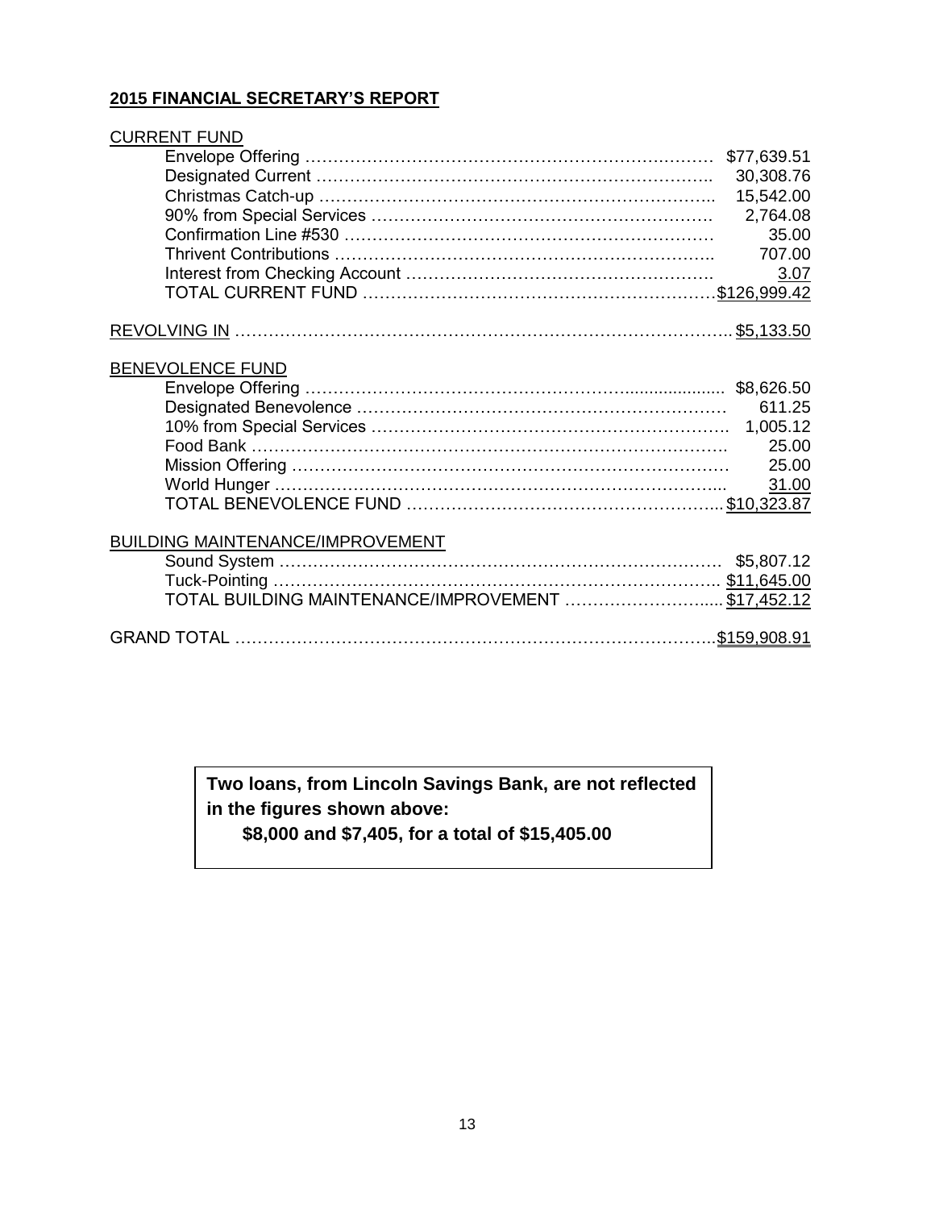## 2015 FINANCIAL SECRETARY'S REPORT

| CURRENT FUND | |
|---|---|
| Envelope Offering | $77,639.51 |
| Designated Current | 30,308.76 |
| Christmas Catch-up | 15,542.00 |
| 90% from Special Services | 2,764.08 |
| Confirmation Line #530 | 35.00 |
| Thrivent Contributions | 707.00 |
| Interest from Checking Account | 3.07 |
| TOTAL CURRENT FUND | $126,999.42 |

| REVOLVING IN | $5,133.50 |
|---|---|

| BENEVOLENCE FUND | |
|---|---|
| Envelope Offering | $8,626.50 |
| Designated Benevolence | 611.25 |
| 10% from Special Services | 1,005.12 |
| Food Bank | 25.00 |
| Mission Offering | 25.00 |
| World Hunger | 31.00 |
| TOTAL BENEVOLENCE FUND | $10,323.87 |

| BUILDING MAINTENANCE/IMPROVEMENT | |
|---|---|
| Sound System | $5,807.12 |
| Tuck-Pointing | $11,645.00 |
| TOTAL BUILDING MAINTENANCE/IMPROVEMENT | $17,452.12 |

| GRAND TOTAL | $159,908.91 |
|---|---|

**Two loans, from Lincoln Savings Bank, are not reflected in the figures shown above:**
**$8,000 and $7,405, for a total of $15,405.00**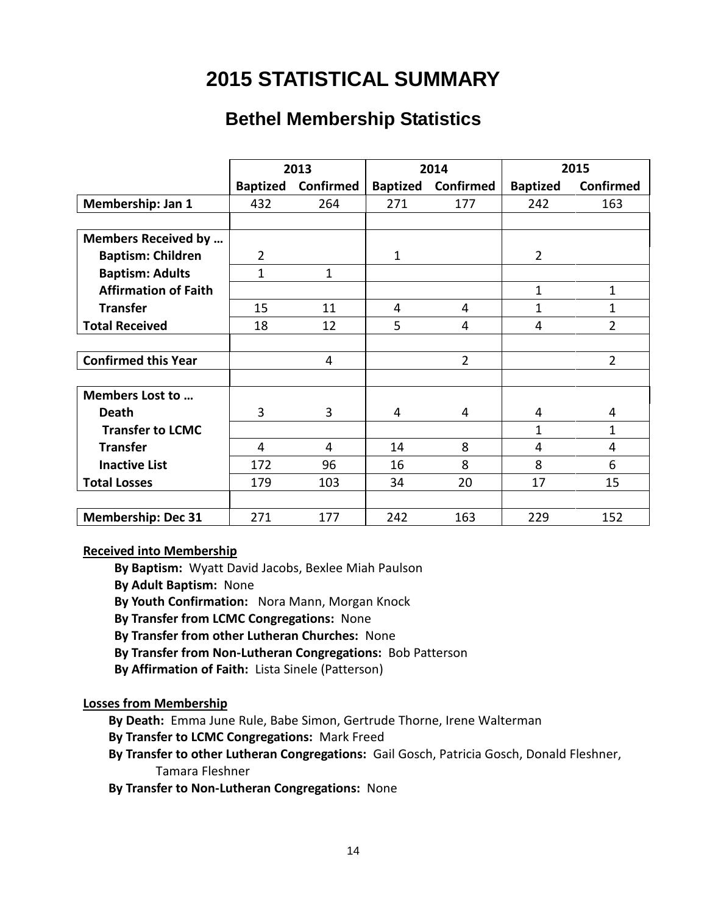# 2015 STATISTICAL SUMMARY

## Bethel Membership Statistics

| | 2013 | | 2014 | | 2015 | |
|---|---|---|---|---|---|---|
| | **Baptized** | **Confirmed** | **Baptized** | **Confirmed** | **Baptized** | **Confirmed** |
| **Membership: Jan 1** | 432 | 264 | 271 | 177 | 242 | 163 |
| | | | | | | |
| **Members Received by …** | | | | | | |
| **Baptism: Children** | 2 | | 1 | | 2 | |
| **Baptism: Adults** | 1 | 1 | | | | |
| **Affirmation of Faith** | | | | | 1 | 1 |
| **Transfer** | 15 | 11 | 4 | 4 | 1 | 1 |
| **Total Received** | 18 | 12 | 5 | 4 | 4 | 2 |
| | | | | | | |
| **Confirmed this Year** | | 4 | | 2 | | 2 |
| | | | | | | |
| **Members Lost to …** | | | | | | |
| **Death** | 3 | 3 | 4 | 4 | 4 | 4 |
| **Transfer to LCMC** | | | | | 1 | 1 |
| **Transfer** | 4 | 4 | 14 | 8 | 4 | 4 |
| **Inactive List** | 172 | 96 | 16 | 8 | 8 | 6 |
| **Total Losses** | 179 | 103 | 34 | 20 | 17 | 15 |
| | | | | | | |
| **Membership: Dec 31** | 271 | 177 | 242 | 163 | 229 | 152 |

**Received into Membership**

**By Baptism:** Wyatt David Jacobs, Bexlee Miah Paulson
**By Adult Baptism:** None
**By Youth Confirmation:** Nora Mann, Morgan Knock
**By Transfer from LCMC Congregations:** None
**By Transfer from other Lutheran Churches:** None
**By Transfer from Non-Lutheran Congregations:** Bob Patterson
**By Affirmation of Faith:** Lista Sinele (Patterson)

**Losses from Membership**

**By Death:** Emma June Rule, Babe Simon, Gertrude Thorne, Irene Walterman
**By Transfer to LCMC Congregations:** Mark Freed
**By Transfer to other Lutheran Congregations:** Gail Gosch, Patricia Gosch, Donald Fleshner, Tamara Fleshner
**By Transfer to Non-Lutheran Congregations:** None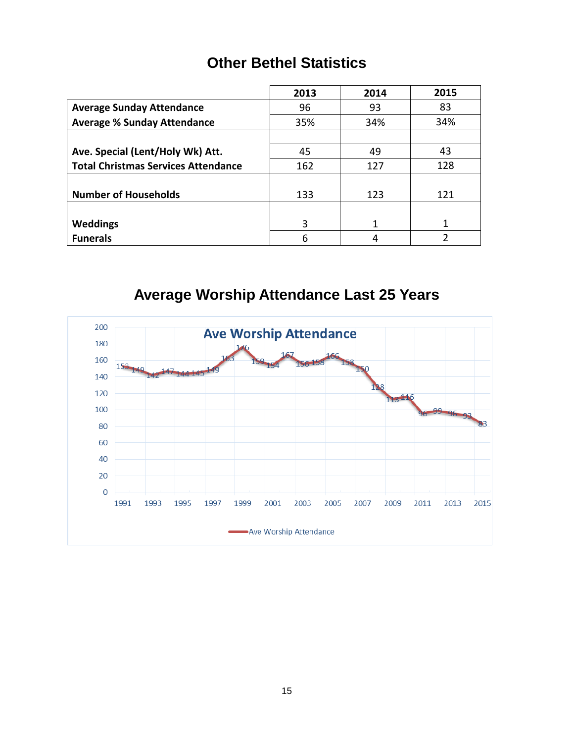# Other Bethel Statistics

| | 2013 | 2014 | 2015 |
|---|---|---|---|
| **Average Sunday Attendance** | 96 | 93 | 83 |
| **Average % Sunday Attendance** | 35% | 34% | 34% |
| | | | |
| **Ave. Special (Lent/Holy Wk) Att.** | 45 | 49 | 43 |
| **Total Christmas Services Attendance** | 162 | 127 | 128 |
| **Number of Households** | 133 | 123 | 121 |
| **Weddings** | 3 | 1 | 1 |
| **Funerals** | 6 | 4 | 2 |

# Average Worship Attendance Last 25 Years

**Ave Worship Attendance**

| Year | Ave Worship Attendance |
|---|---|
| 1991 | 153 |
| 1992 | 149 |
| 1993 | 142 |
| 1994 | 147 |
| 1995 | 144 |
| 1996 | 145 |
| 1997 | 149 |
| 1998 | 163 |
| 1999 | 176 |
| 2000 | 159 |
| 2001 | 154 |
| 2002 | 167 |
| 2003 | 156 |
| 2004 | 158 |
| 2005 | 166 |
| 2006 | 158 |
| 2007 | 150 |
| 2008 | 128 |
| 2009 | 113 |
| 2010 | 116 |
| 2011 | 96 |
| 2012 | 99 |
| 2013 | 96 |
| 2014 | 93 |
| 2015 | 83 |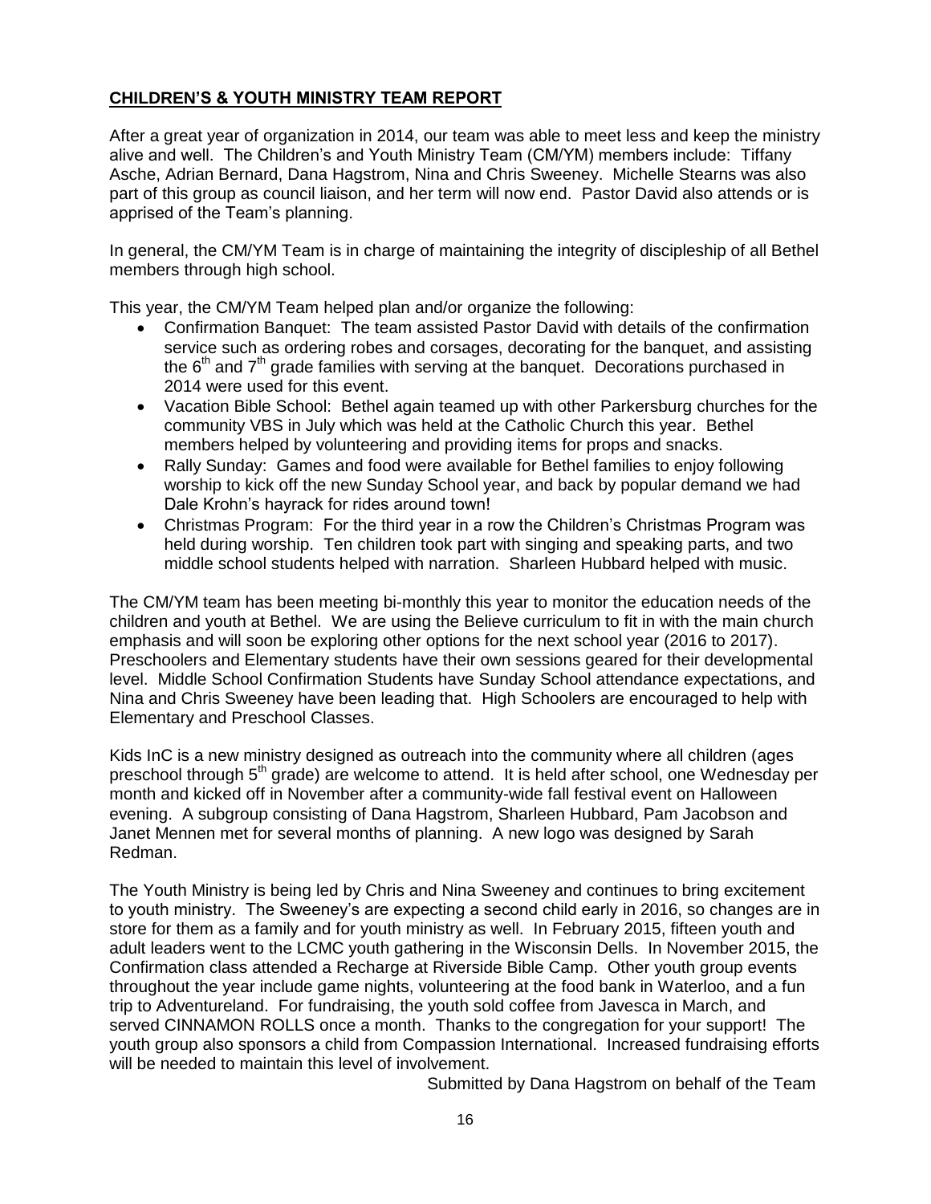## CHILDREN'S & YOUTH MINISTRY TEAM REPORT

After a great year of organization in 2014, our team was able to meet less and keep the ministry alive and well. The Children's and Youth Ministry Team (CM/YM) members include: Tiffany Asche, Adrian Bernard, Dana Hagstrom, Nina and Chris Sweeney. Michelle Stearns was also part of this group as council liaison, and her term will now end. Pastor David also attends or is apprised of the Team's planning.

In general, the CM/YM Team is in charge of maintaining the integrity of discipleship of all Bethel members through high school.

This year, the CM/YM Team helped plan and/or organize the following:

- Confirmation Banquet: The team assisted Pastor David with details of the confirmation service such as ordering robes and corsages, decorating for the banquet, and assisting the 6th and 7th grade families with serving at the banquet. Decorations purchased in 2014 were used for this event.
- Vacation Bible School: Bethel again teamed up with other Parkersburg churches for the community VBS in July which was held at the Catholic Church this year. Bethel members helped by volunteering and providing items for props and snacks.
- Rally Sunday: Games and food were available for Bethel families to enjoy following worship to kick off the new Sunday School year, and back by popular demand we had Dale Krohn's hayrack for rides around town!
- Christmas Program: For the third year in a row the Children's Christmas Program was held during worship. Ten children took part with singing and speaking parts, and two middle school students helped with narration. Sharleen Hubbard helped with music.

The CM/YM team has been meeting bi-monthly this year to monitor the education needs of the children and youth at Bethel. We are using the Believe curriculum to fit in with the main church emphasis and will soon be exploring other options for the next school year (2016 to 2017). Preschoolers and Elementary students have their own sessions geared for their developmental level. Middle School Confirmation Students have Sunday School attendance expectations, and Nina and Chris Sweeney have been leading that. High Schoolers are encouraged to help with Elementary and Preschool Classes.

Kids InC is a new ministry designed as outreach into the community where all children (ages preschool through 5th grade) are welcome to attend. It is held after school, one Wednesday per month and kicked off in November after a community-wide fall festival event on Halloween evening. A subgroup consisting of Dana Hagstrom, Sharleen Hubbard, Pam Jacobson and Janet Mennen met for several months of planning. A new logo was designed by Sarah Redman.

The Youth Ministry is being led by Chris and Nina Sweeney and continues to bring excitement to youth ministry. The Sweeney's are expecting a second child early in 2016, so changes are in store for them as a family and for youth ministry as well. In February 2015, fifteen youth and adult leaders went to the LCMC youth gathering in the Wisconsin Dells. In November 2015, the Confirmation class attended a Recharge at Riverside Bible Camp. Other youth group events throughout the year include game nights, volunteering at the food bank in Waterloo, and a fun trip to Adventureland. For fundraising, the youth sold coffee from Javesca in March, and served CINNAMON ROLLS once a month. Thanks to the congregation for your support! The youth group also sponsors a child from Compassion International. Increased fundraising efforts will be needed to maintain this level of involvement.

Submitted by Dana Hagstrom on behalf of the Team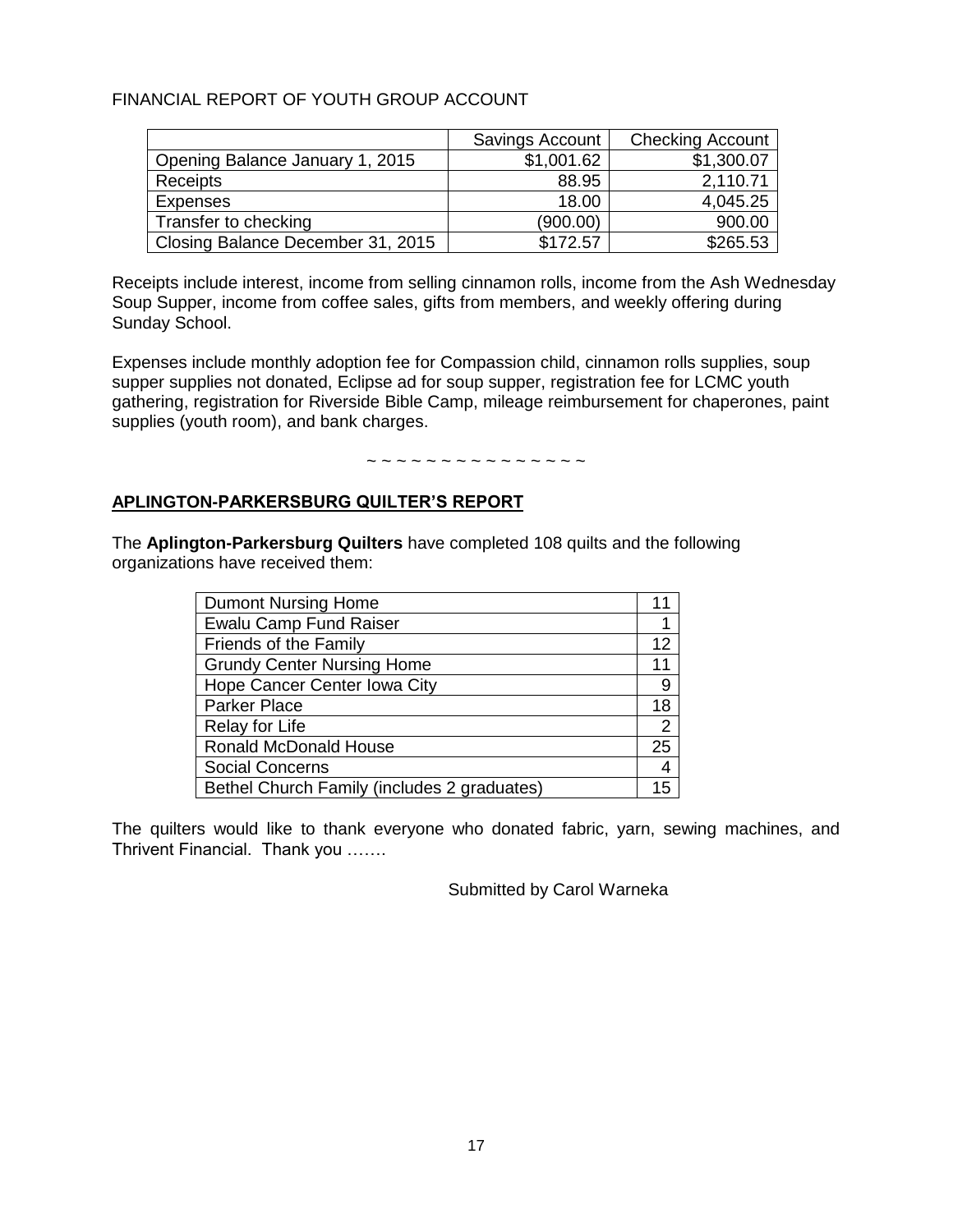FINANCIAL REPORT OF YOUTH GROUP ACCOUNT

| | Savings Account | Checking Account |
|---|---|---|
| Opening Balance January 1, 2015 | $1,001.62 | $1,300.07 |
| Receipts | 88.95 | 2,110.71 |
| Expenses | 18.00 | 4,045.25 |
| Transfer to checking | (900.00) | 900.00 |
| Closing Balance December 31, 2015 | $172.57 | $265.53 |

Receipts include interest, income from selling cinnamon rolls, income from the Ash Wednesday Soup Supper, income from coffee sales, gifts from members, and weekly offering during Sunday School.

Expenses include monthly adoption fee for Compassion child, cinnamon rolls supplies, soup supper supplies not donated, Eclipse ad for soup supper, registration fee for LCMC youth gathering, registration for Riverside Bible Camp, mileage reimbursement for chaperones, paint supplies (youth room), and bank charges.

~ ~ ~ ~ ~ ~ ~ ~ ~ ~ ~ ~ ~ ~ ~

## APLINGTON-PARKERSBURG QUILTER'S REPORT

The **Aplington-Parkersburg Quilters** have completed 108 quilts and the following organizations have received them:

| Organization | Quilts |
|---|---|
| Dumont Nursing Home | 11 |
| Ewalu Camp Fund Raiser | 1 |
| Friends of the Family | 12 |
| Grundy Center Nursing Home | 11 |
| Hope Cancer Center Iowa City | 9 |
| Parker Place | 18 |
| Relay for Life | 2 |
| Ronald McDonald House | 25 |
| Social Concerns | 4 |
| Bethel Church Family (includes 2 graduates) | 15 |

The quilters would like to thank everyone who donated fabric, yarn, sewing machines, and Thrivent Financial. Thank you …….

Submitted by Carol Warneka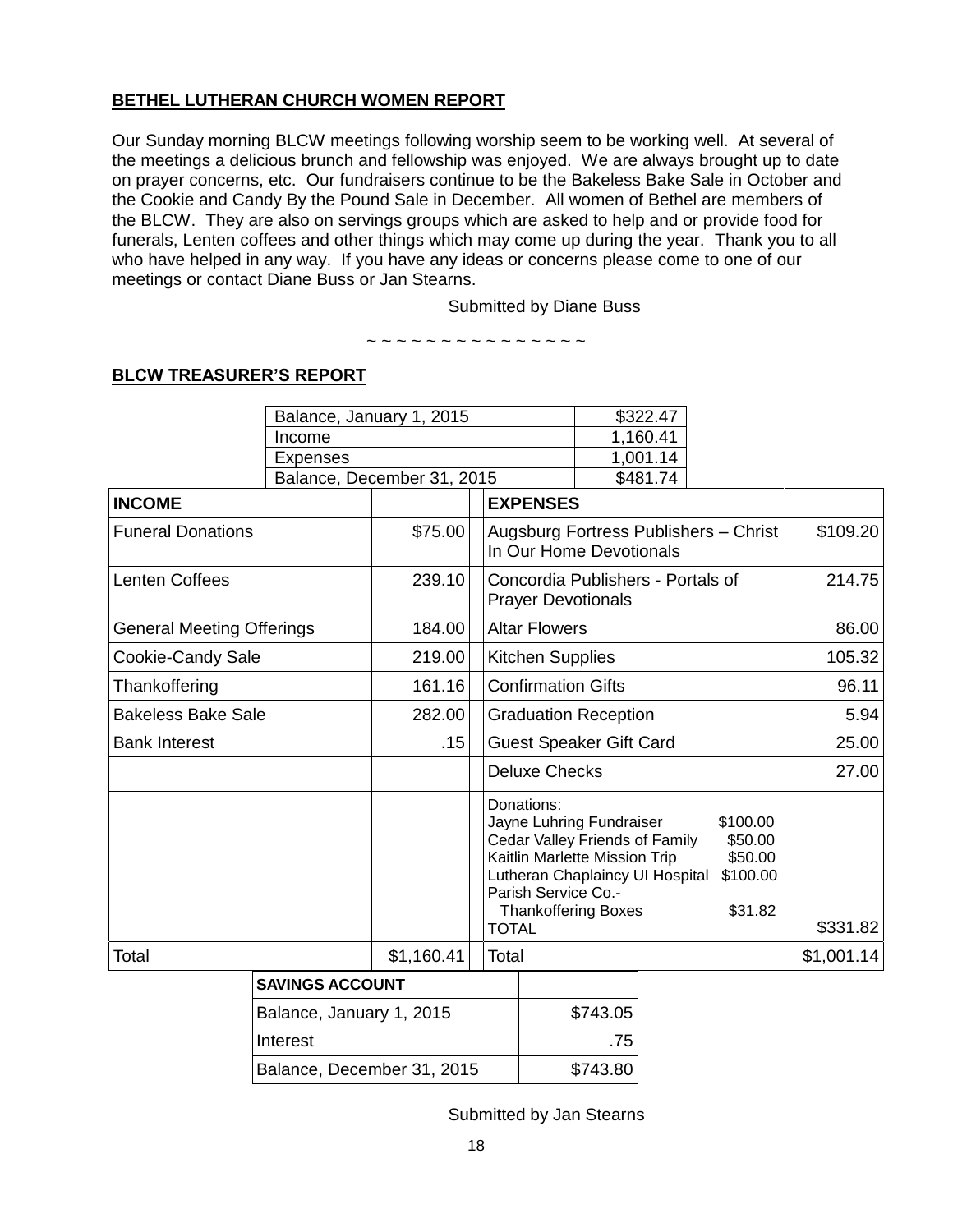**BETHEL LUTHERAN CHURCH WOMEN REPORT**

Our Sunday morning BLCW meetings following worship seem to be working well. At several of the meetings a delicious brunch and fellowship was enjoyed. We are always brought up to date on prayer concerns, etc. Our fundraisers continue to be the Bakeless Bake Sale in October and the Cookie and Candy By the Pound Sale in December. All women of Bethel are members of the BLCW. They are also on servings groups which are asked to help and or provide food for funerals, Lenten coffees and other things which may come up during the year. Thank you to all who have helped in any way. If you have any ideas or concerns please come to one of our meetings or contact Diane Buss or Jan Stearns.

Submitted by Diane Buss

~ ~ ~ ~ ~ ~ ~ ~ ~ ~ ~ ~ ~ ~ ~

**BLCW TREASURER'S REPORT**

| | |
|---|---|
| Balance, January 1, 2015 | $322.47 |
| Income | 1,160.41 |
| Expenses | 1,001.14 |
| Balance, December 31, 2015 | $481.74 |

| **INCOME** | | **EXPENSES** | |
|---|---|---|---|
| Funeral Donations | $75.00 | Augsburg Fortress Publishers – Christ In Our Home Devotionals | $109.20 |
| Lenten Coffees | 239.10 | Concordia Publishers - Portals of Prayer Devotionals | 214.75 |
| General Meeting Offerings | 184.00 | Altar Flowers | 86.00 |
| Cookie-Candy Sale | 219.00 | Kitchen Supplies | 105.32 |
| Thankoffering | 161.16 | Confirmation Gifts | 96.11 |
| Bakeless Bake Sale | 282.00 | Graduation Reception | 5.94 |
| Bank Interest | .15 | Guest Speaker Gift Card | 25.00 |
| | | Deluxe Checks | 27.00 |
| | | Donations:<br>Jayne Luhring Fundraiser $100.00<br>Cedar Valley Friends of Family $50.00<br>Kaitlin Marlette Mission Trip $50.00<br>Lutheran Chaplaincy UI Hospital $100.00<br>Parish Service Co.-<br>Thankoffering Boxes $31.82<br>TOTAL | $331.82 |
| Total | $1,160.41 | Total | $1,001.14 |

| **SAVINGS ACCOUNT** | |
|---|---|
| Balance, January 1, 2015 | $743.05 |
| Interest | .75 |
| Balance, December 31, 2015 | $743.80 |

Submitted by Jan Stearns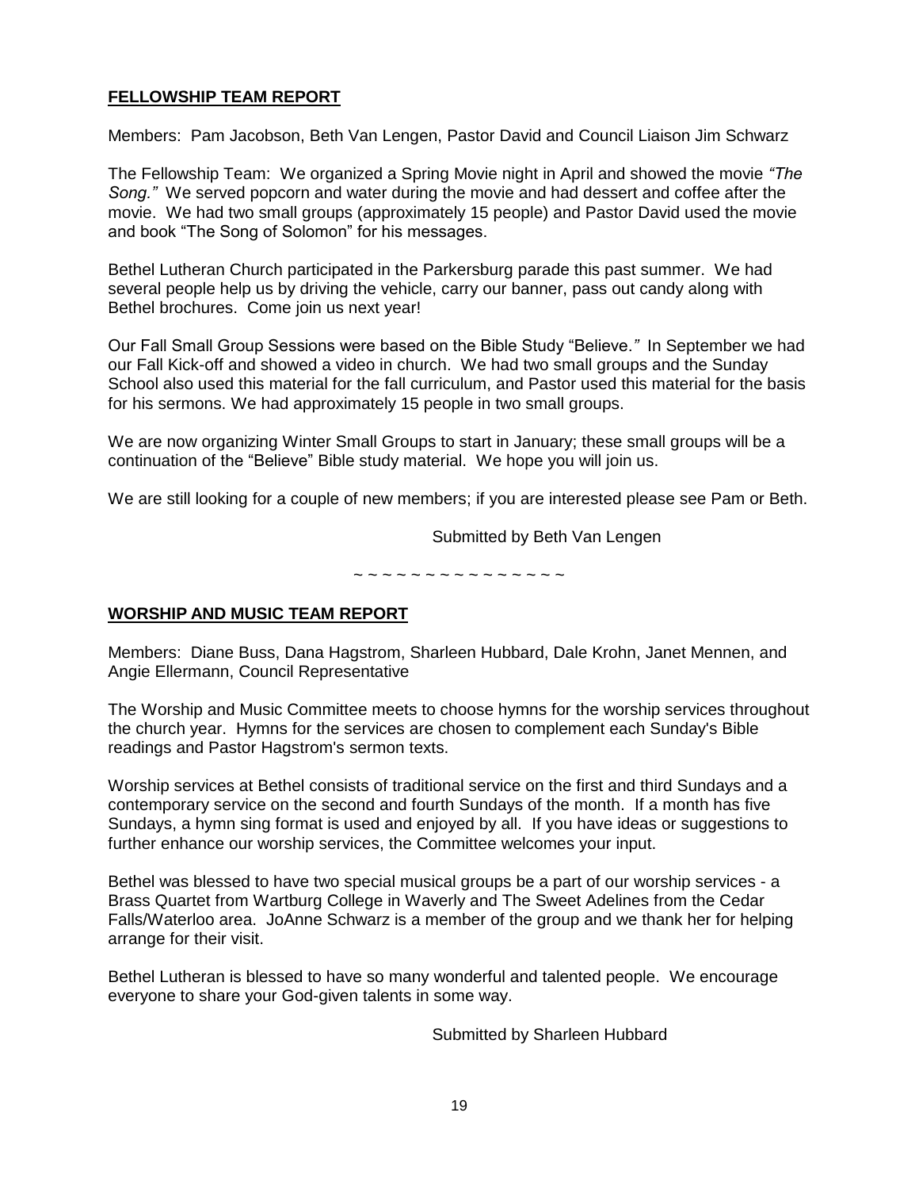## FELLOWSHIP TEAM REPORT

Members: Pam Jacobson, Beth Van Lengen, Pastor David and Council Liaison Jim Schwarz

The Fellowship Team: We organized a Spring Movie night in April and showed the movie *"The Song."* We served popcorn and water during the movie and had dessert and coffee after the movie. We had two small groups (approximately 15 people) and Pastor David used the movie and book "The Song of Solomon" for his messages.

Bethel Lutheran Church participated in the Parkersburg parade this past summer. We had several people help us by driving the vehicle, carry our banner, pass out candy along with Bethel brochures. Come join us next year!

Our Fall Small Group Sessions were based on the Bible Study "Believe.*"* In September we had our Fall Kick-off and showed a video in church. We had two small groups and the Sunday School also used this material for the fall curriculum, and Pastor used this material for the basis for his sermons. We had approximately 15 people in two small groups.

We are now organizing Winter Small Groups to start in January; these small groups will be a continuation of the "Believe" Bible study material. We hope you will join us.

We are still looking for a couple of new members; if you are interested please see Pam or Beth.

Submitted by Beth Van Lengen

~ ~ ~ ~ ~ ~ ~ ~ ~ ~ ~ ~ ~ ~ ~ ~

## WORSHIP AND MUSIC TEAM REPORT

Members: Diane Buss, Dana Hagstrom, Sharleen Hubbard, Dale Krohn, Janet Mennen, and Angie Ellermann, Council Representative

The Worship and Music Committee meets to choose hymns for the worship services throughout the church year. Hymns for the services are chosen to complement each Sunday's Bible readings and Pastor Hagstrom's sermon texts.

Worship services at Bethel consists of traditional service on the first and third Sundays and a contemporary service on the second and fourth Sundays of the month. If a month has five Sundays, a hymn sing format is used and enjoyed by all. If you have ideas or suggestions to further enhance our worship services, the Committee welcomes your input.

Bethel was blessed to have two special musical groups be a part of our worship services - a Brass Quartet from Wartburg College in Waverly and The Sweet Adelines from the Cedar Falls/Waterloo area. JoAnne Schwarz is a member of the group and we thank her for helping arrange for their visit.

Bethel Lutheran is blessed to have so many wonderful and talented people. We encourage everyone to share your God-given talents in some way.

Submitted by Sharleen Hubbard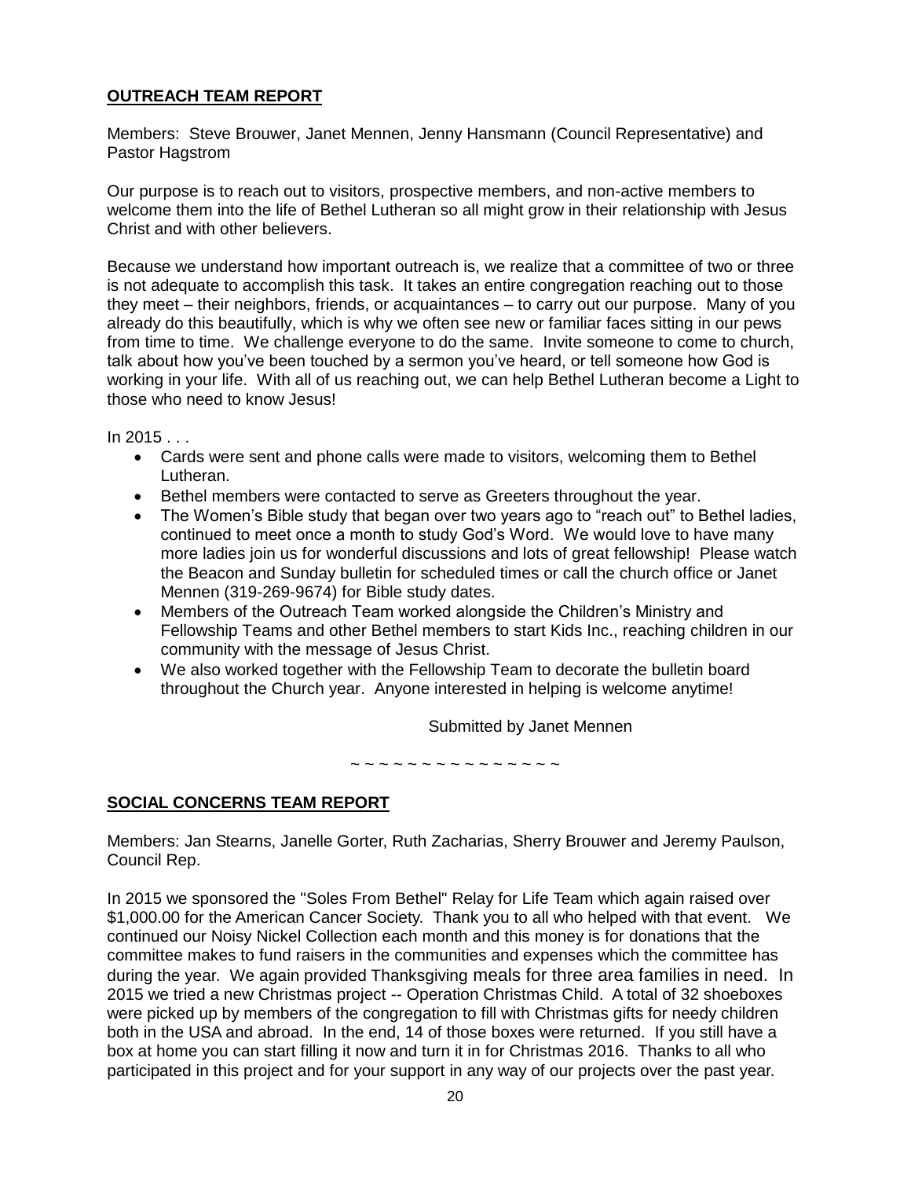## OUTREACH TEAM REPORT

Members: Steve Brouwer, Janet Mennen, Jenny Hansmann (Council Representative) and Pastor Hagstrom

Our purpose is to reach out to visitors, prospective members, and non-active members to welcome them into the life of Bethel Lutheran so all might grow in their relationship with Jesus Christ and with other believers.

Because we understand how important outreach is, we realize that a committee of two or three is not adequate to accomplish this task. It takes an entire congregation reaching out to those they meet – their neighbors, friends, or acquaintances – to carry out our purpose. Many of you already do this beautifully, which is why we often see new or familiar faces sitting in our pews from time to time. We challenge everyone to do the same. Invite someone to come to church, talk about how you've been touched by a sermon you've heard, or tell someone how God is working in your life. With all of us reaching out, we can help Bethel Lutheran become a Light to those who need to know Jesus!

In 2015 . . .

- Cards were sent and phone calls were made to visitors, welcoming them to Bethel Lutheran.
- Bethel members were contacted to serve as Greeters throughout the year.
- The Women's Bible study that began over two years ago to "reach out" to Bethel ladies, continued to meet once a month to study God's Word. We would love to have many more ladies join us for wonderful discussions and lots of great fellowship! Please watch the Beacon and Sunday bulletin for scheduled times or call the church office or Janet Mennen (319-269-9674) for Bible study dates.
- Members of the Outreach Team worked alongside the Children's Ministry and Fellowship Teams and other Bethel members to start Kids Inc., reaching children in our community with the message of Jesus Christ.
- We also worked together with the Fellowship Team to decorate the bulletin board throughout the Church year. Anyone interested in helping is welcome anytime!

Submitted by Janet Mennen

~ ~ ~ ~ ~ ~ ~ ~ ~ ~ ~ ~ ~ ~ ~

## SOCIAL CONCERNS TEAM REPORT

Members: Jan Stearns, Janelle Gorter, Ruth Zacharias, Sherry Brouwer and Jeremy Paulson, Council Rep.

In 2015 we sponsored the "Soles From Bethel" Relay for Life Team which again raised over $1,000.00 for the American Cancer Society. Thank you to all who helped with that event. We continued our Noisy Nickel Collection each month and this money is for donations that the committee makes to fund raisers in the communities and expenses which the committee has during the year. We again provided Thanksgiving meals for three area families in need. In 2015 we tried a new Christmas project -- Operation Christmas Child. A total of 32 shoeboxes were picked up by members of the congregation to fill with Christmas gifts for needy children both in the USA and abroad. In the end, 14 of those boxes were returned. If you still have a box at home you can start filling it now and turn it in for Christmas 2016. Thanks to all who participated in this project and for your support in any way of our projects over the past year.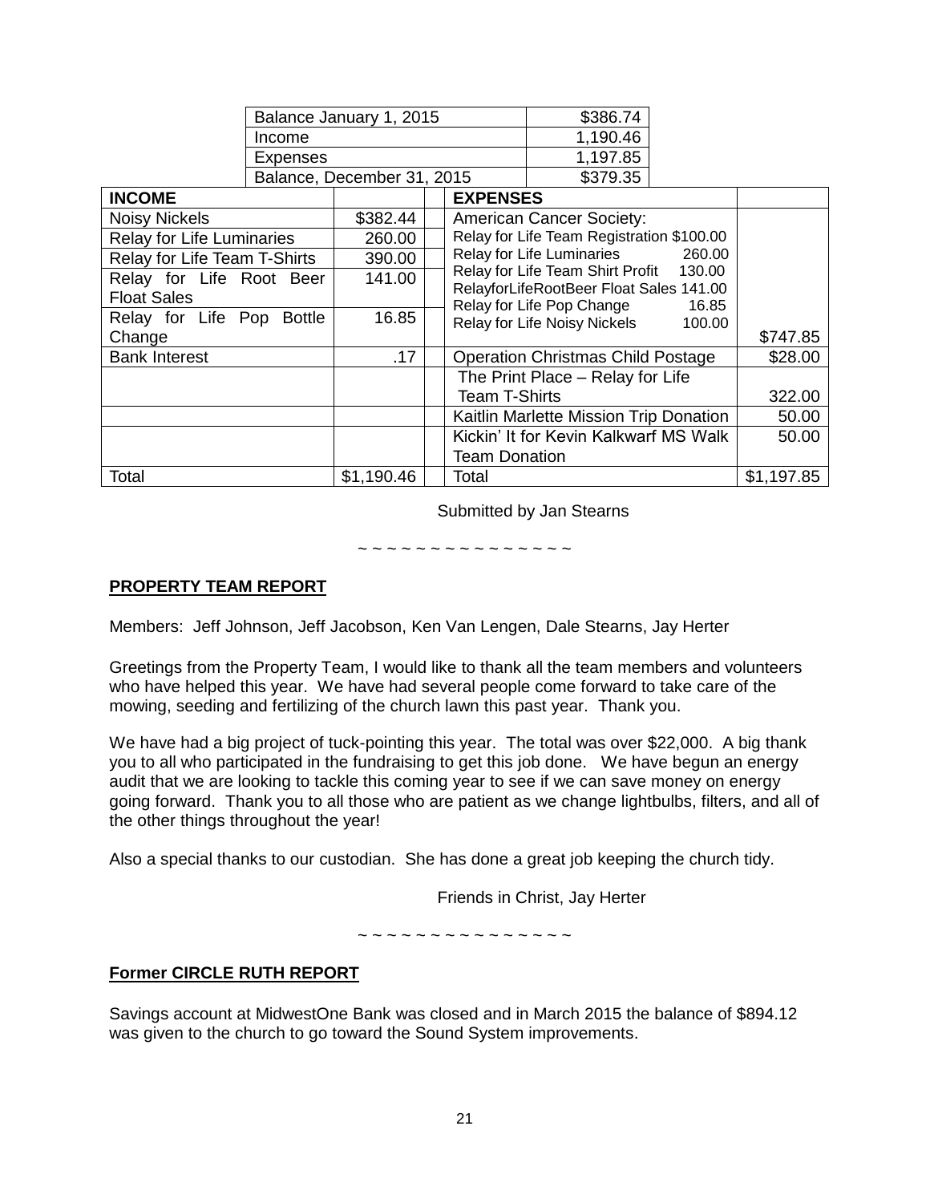| | |
|---|---|
| Balance January 1, 2015 | $386.74 |
| Income | 1,190.46 |
| Expenses | 1,197.85 |
| Balance, December 31, 2015 | $379.35 |

| INCOME | | | EXPENSES | |
|---|---|---|---|---|
| Noisy Nickels | $382.44 | | American Cancer Society:<br>Relay for Life Team Registration $100.00<br>Relay for Life Luminaries 260.00<br>Relay for Life Team Shirt Profit 130.00<br>RelayforLifeRootBeer Float Sales 141.00<br>Relay for Life Pop Change 16.85<br>Relay for Life Noisy Nickels 100.00 | $747.85 |
| Relay for Life Luminaries | 260.00 | | | |
| Relay for Life Team T-Shirts | 390.00 | | | |
| Relay for Life Root Beer Float Sales | 141.00 | | | |
| Relay for Life Pop Bottle Change | 16.85 | | | |
| Bank Interest | .17 | | Operation Christmas Child Postage | $28.00 |
| | | | The Print Place – Relay for Life Team T-Shirts | 322.00 |
| | | | Kaitlin Marlette Mission Trip Donation | 50.00 |
| | | | Kickin' It for Kevin Kalkwarf MS Walk Team Donation | 50.00 |
| Total | $1,190.46 | | Total | $1,197.85 |

Submitted by Jan Stearns

~ ~ ~ ~ ~ ~ ~ ~ ~ ~ ~ ~ ~ ~ ~

## PROPERTY TEAM REPORT

Members: Jeff Johnson, Jeff Jacobson, Ken Van Lengen, Dale Stearns, Jay Herter

Greetings from the Property Team, I would like to thank all the team members and volunteers who have helped this year. We have had several people come forward to take care of the mowing, seeding and fertilizing of the church lawn this past year. Thank you.

We have had a big project of tuck-pointing this year. The total was over $22,000. A big thank you to all who participated in the fundraising to get this job done. We have begun an energy audit that we are looking to tackle this coming year to see if we can save money on energy going forward. Thank you to all those who are patient as we change lightbulbs, filters, and all of the other things throughout the year!

Also a special thanks to our custodian. She has done a great job keeping the church tidy.

Friends in Christ, Jay Herter

~ ~ ~ ~ ~ ~ ~ ~ ~ ~ ~ ~ ~ ~ ~

## Former CIRCLE RUTH REPORT

Savings account at MidwestOne Bank was closed and in March 2015 the balance of $894.12 was given to the church to go toward the Sound System improvements.